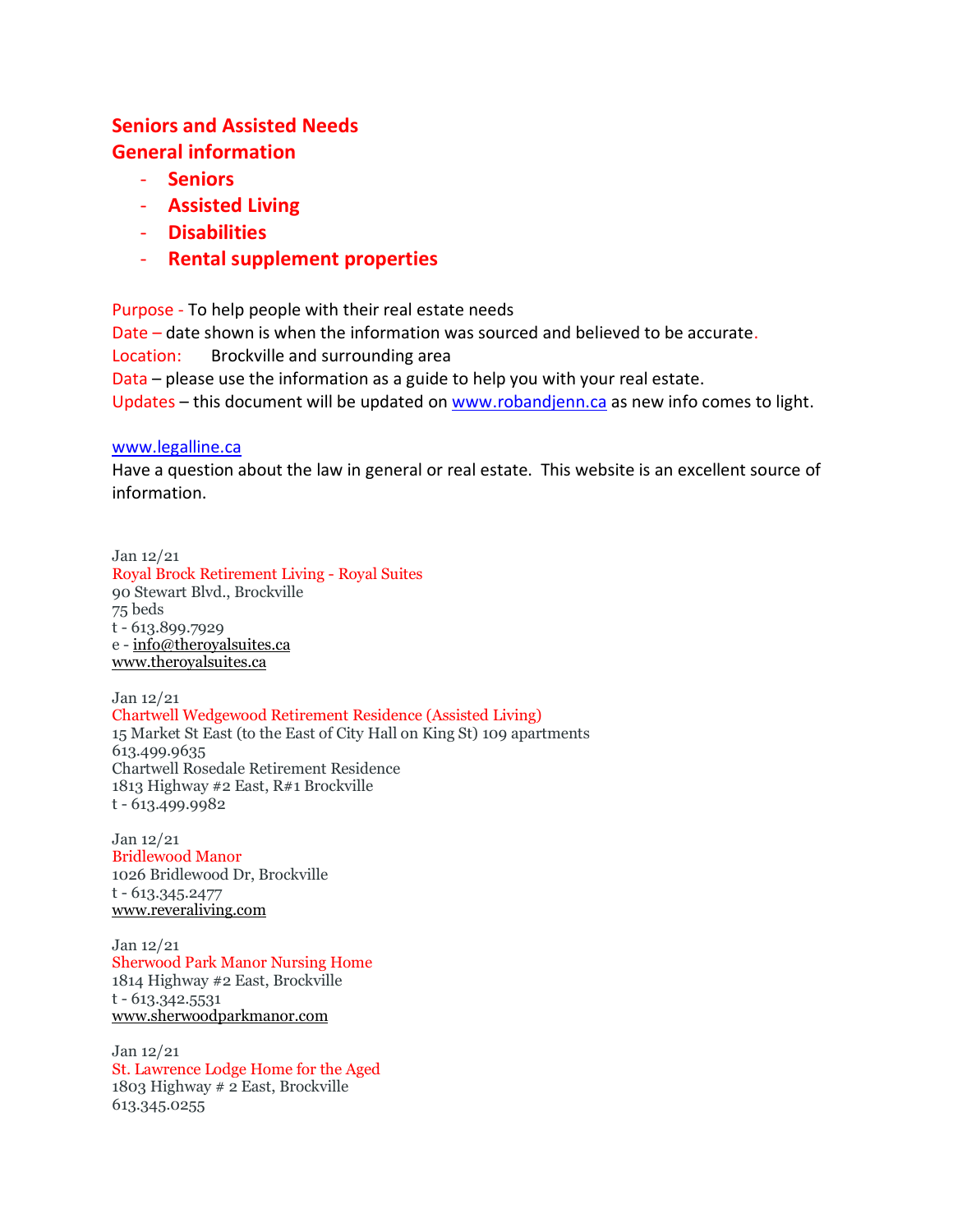# Seniors and Assisted Needs

## General information

- **Seniors**
- **Assisted Living**
- **Disabilities**
- **Rental supplement properties**

Purpose - To help people with their real estate needs
Date – date shown is when the information was sourced and believed to be accurate.
Location: Brockville and surrounding area
Data – please use the information as a guide to help you with your real estate.
Updates – this document will be updated on www.robandjenn.ca as new info comes to light.

www.legalline.ca
Have a question about the law in general or real estate. This website is an excellent source of information.

Jan 12/21
Royal Brock Retirement Living - Royal Suites
90 Stewart Blvd., Brockville
75 beds
t - 613.899.7929
e - info@theroyalsuites.ca
www.theroyalsuites.ca

Jan 12/21
Chartwell Wedgewood Retirement Residence (Assisted Living)
15 Market St East (to the East of City Hall on King St) 109 apartments
613.499.9635
Chartwell Rosedale Retirement Residence
1813 Highway #2 East, R#1 Brockville
t - 613.499.9982

Jan 12/21
Bridlewood Manor
1026 Bridlewood Dr, Brockville
t - 613.345.2477
www.reveraliving.com

Jan 12/21
Sherwood Park Manor Nursing Home
1814 Highway #2 East, Brockville
t - 613.342.5531
www.sherwoodparkmanor.com

Jan 12/21
St. Lawrence Lodge Home for the Aged
1803 Highway # 2 East, Brockville
613.345.0255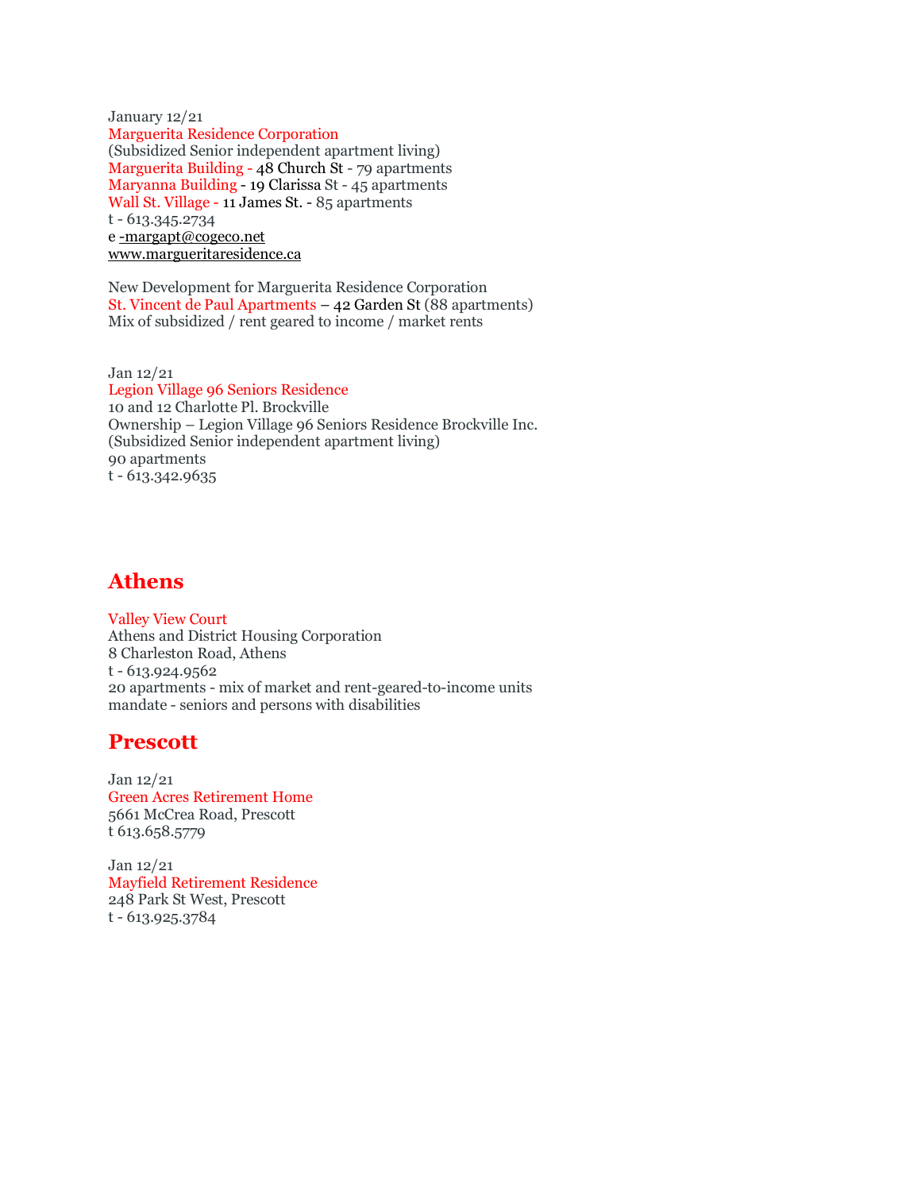January 12/21
Marguerita Residence Corporation
(Subsidized Senior independent apartment living)
Marguerita Building - 48 Church St - 79 apartments
Maryanna Building - 19 Clarissa St - 45 apartments
Wall St. Village - 11 James St. - 85 apartments
t - 613.345.2734
e -margapt@cogeco.net
www.margueritaresidence.ca

New Development for Marguerita Residence Corporation
St. Vincent de Paul Apartments – 42 Garden St (88 apartments)
Mix of subsidized / rent geared to income / market rents

Jan 12/21
Legion Village 96 Seniors Residence
10 and 12 Charlotte Pl. Brockville
Ownership – Legion Village 96 Seniors Residence Brockville Inc.
(Subsidized Senior independent apartment living)
90 apartments
t - 613.342.9635

## Athens

Valley View Court
Athens and District Housing Corporation
8 Charleston Road, Athens
t - 613.924.9562
20 apartments - mix of market and rent-geared-to-income units
mandate - seniors and persons with disabilities

## Prescott

Jan 12/21
Green Acres Retirement Home
5661 McCrea Road, Prescott
t 613.658.5779

Jan 12/21
Mayfield Retirement Residence
248 Park St West, Prescott
t - 613.925.3784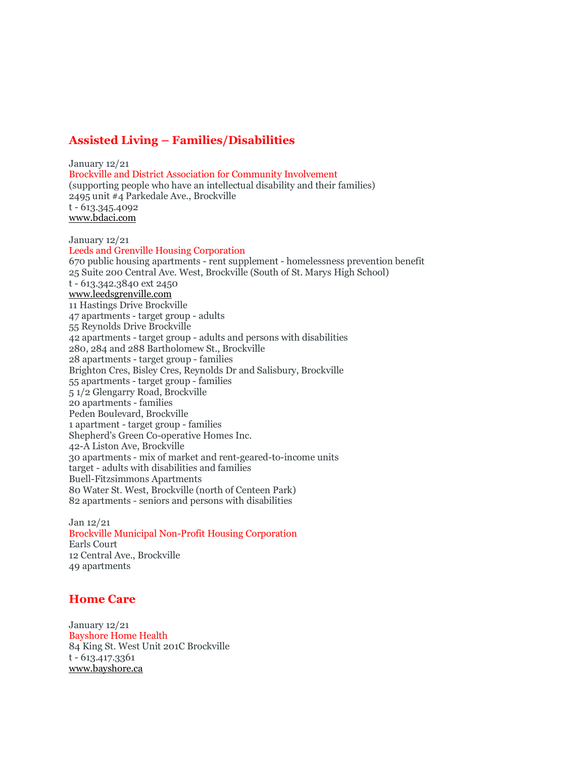## Assisted Living – Families/Disabilities

January 12/21
Brockville and District Association for Community Involvement
(supporting people who have an intellectual disability and their families)
2495 unit #4 Parkedale Ave., Brockville
t - 613.345.4092
www.bdaci.com

January 12/21
Leeds and Grenville Housing Corporation
670 public housing apartments - rent supplement - homelessness prevention benefit
25 Suite 200 Central Ave. West, Brockville (South of St. Marys High School)
t - 613.342.3840 ext 2450
www.leedsgrenville.com
11 Hastings Drive Brockville
47 apartments - target group - adults
55 Reynolds Drive Brockville
42 apartments - target group - adults and persons with disabilities
280, 284 and 288 Bartholomew St., Brockville
28 apartments - target group - families
Brighton Cres, Bisley Cres, Reynolds Dr and Salisbury, Brockville
55 apartments - target group - families
5 1/2 Glengarry Road, Brockville
20 apartments - families
Peden Boulevard, Brockville
1 apartment - target group - families
Shepherd's Green Co-operative Homes Inc.
42-A Liston Ave, Brockville
30 apartments - mix of market and rent-geared-to-income units
target - adults with disabilities and families
Buell-Fitzsimmons Apartments
80 Water St. West, Brockville (north of Centeen Park)
82 apartments - seniors and persons with disabilities

Jan 12/21
Brockville Municipal Non-Profit Housing Corporation
Earls Court
12 Central Ave., Brockville
49 apartments

## Home Care

January 12/21
Bayshore Home Health
84 King St. West Unit 201C Brockville
t - 613.417.3361
www.bayshore.ca